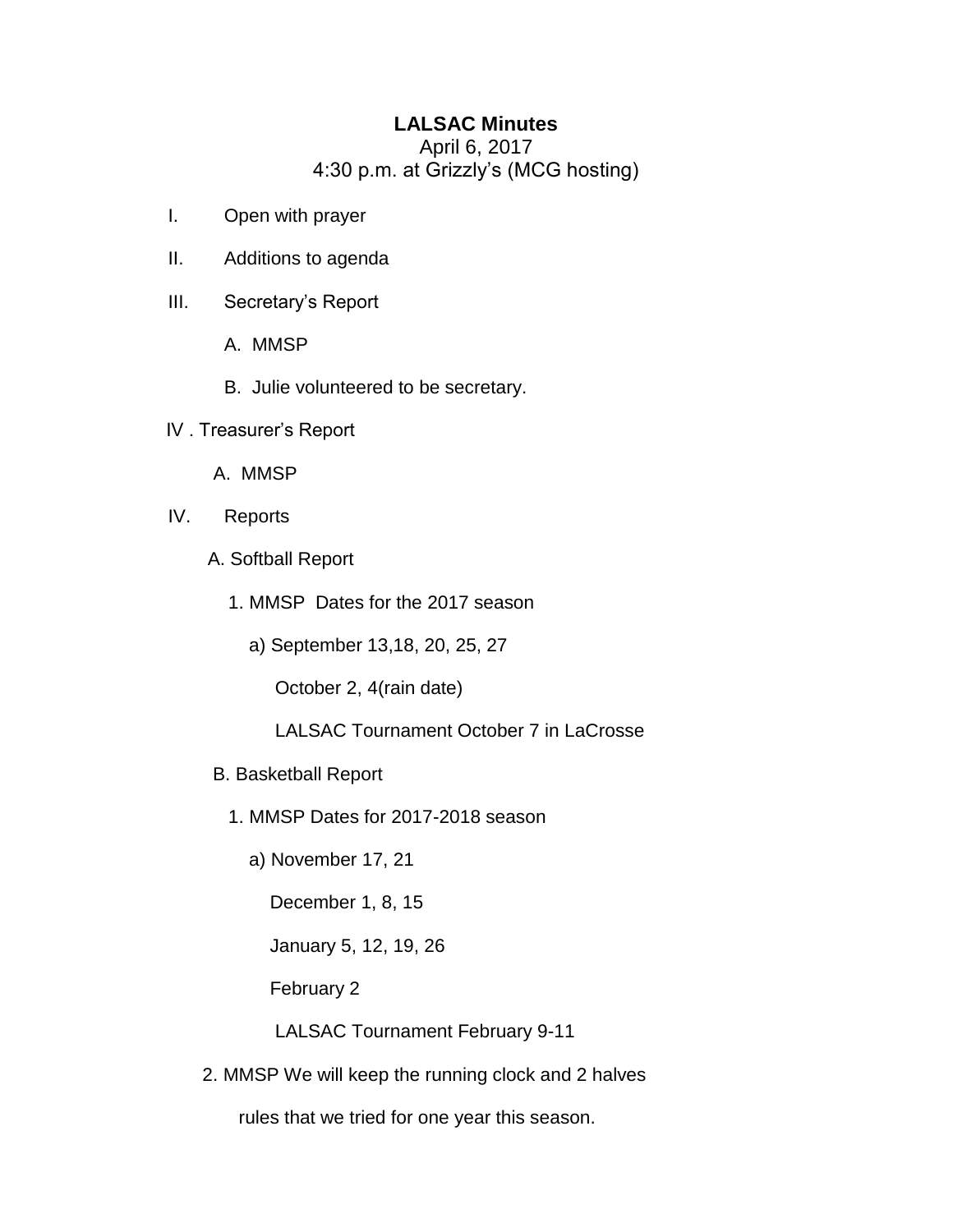# LALSAC Minutes

April 6, 2017

4:30 p.m. at Grizzly's (MCG hosting)

I. Open with prayer

II. Additions to agenda

III. Secretary's Report

A. MMSP

B. Julie volunteered to be secretary.

IV . Treasurer's Report

A. MMSP

IV. Reports

A. Softball Report

1. MMSP Dates for the 2017 season

a) September 13,18, 20, 25, 27

October 2, 4(rain date)

LALSAC Tournament October 7 in LaCrosse

B. Basketball Report

1. MMSP Dates for 2017-2018 season

a) November 17, 21

December 1, 8, 15

January 5, 12, 19, 26

February 2

LALSAC Tournament February 9-11

2. MMSP We will keep the running clock and 2 halves rules that we tried for one year this season.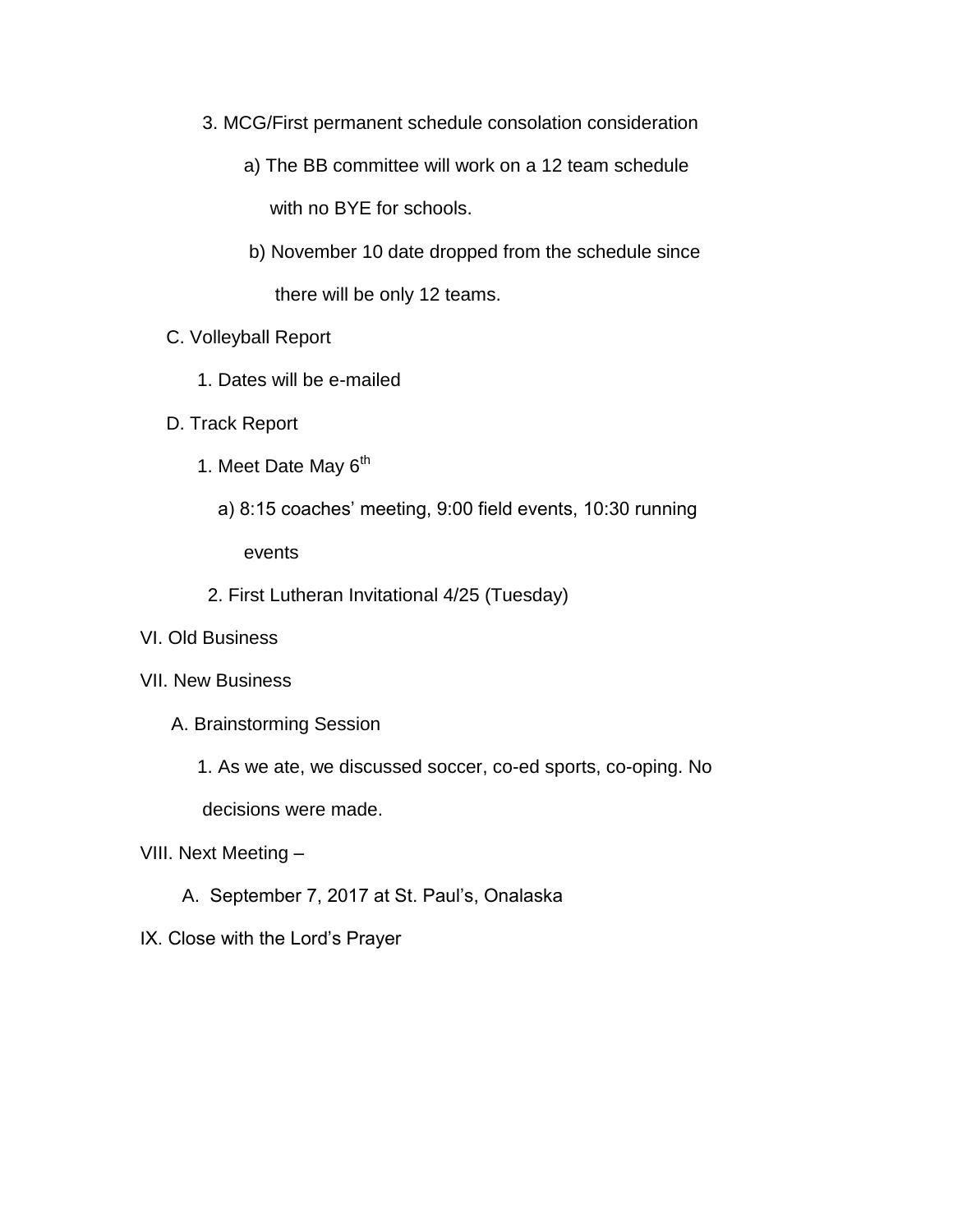3. MCG/First permanent schedule consolation consideration

   a) The BB committee will work on a 12 team schedule with no BYE for schools.

   b) November 10 date dropped from the schedule since there will be only 12 teams.

C. Volleyball Report

1. Dates will be e-mailed

D. Track Report

1. Meet Date May 6th

   a) 8:15 coaches' meeting, 9:00 field events, 10:30 running events

2. First Lutheran Invitational 4/25 (Tuesday)

VI. Old Business

VII. New Business

A. Brainstorming Session

1. As we ate, we discussed soccer, co-ed sports, co-oping. No decisions were made.

VIII. Next Meeting –

A. September 7, 2017 at St. Paul's, Onalaska

IX. Close with the Lord's Prayer